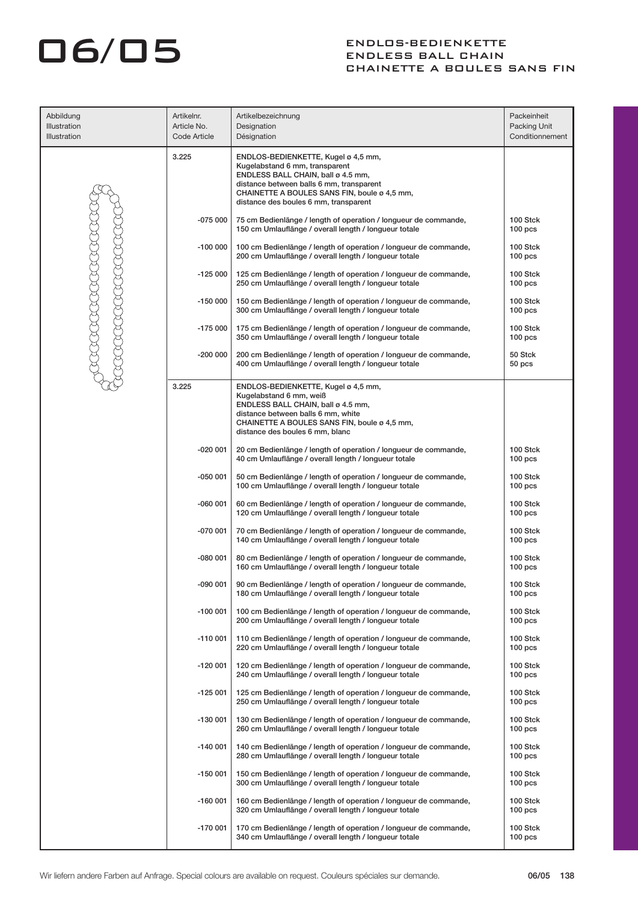# 06/05

## ENDLOS-BEDIENKETTE
## ENDLESS BALL CHAIN
## CHAINETTE A BOULES SANS FIN

| Abbildung<br>Illustration<br>Illustration | Artikelnr.<br>Article No.<br>Code Article | Artikelbezeichnung<br>Designation<br>Désignation | Packeinheit<br>Packing Unit<br>Conditionnement |
|---|---|---|---|
| | 3.225 | ENDLOS-BEDIENKETTE, Kugel ø 4,5 mm, Kugelabstand 6 mm, transparent<br>ENDLESS BALL CHAIN, ball ø 4.5 mm, distance between balls 6 mm, transparent<br>CHAINETTE A BOULES SANS FIN, boule ø 4,5 mm, distance des boules 6 mm, transparent | |
| | -075 000 | 75 cm Bedienlänge / length of operation / longueur de commande,<br>150 cm Umlauflänge / overall length / longueur totale | 100 Stck<br>100 pcs |
| | -100 000 | 100 cm Bedienlänge / length of operation / longueur de commande,<br>200 cm Umlauflänge / overall length / longueur totale | 100 Stck<br>100 pcs |
| | -125 000 | 125 cm Bedienlänge / length of operation / longueur de commande,<br>250 cm Umlauflänge / overall length / longueur totale | 100 Stck<br>100 pcs |
| | -150 000 | 150 cm Bedienlänge / length of operation / longueur de commande,<br>300 cm Umlauflänge / overall length / longueur totale | 100 Stck<br>100 pcs |
| | -175 000 | 175 cm Bedienlänge / length of operation / longueur de commande,<br>350 cm Umlauflänge / overall length / longueur totale | 100 Stck<br>100 pcs |
| | -200 000 | 200 cm Bedienlänge / length of operation / longueur de commande,<br>400 cm Umlauflänge / overall length / longueur totale | 50 Stck<br>50 pcs |
| | 3.225 | ENDLOS-BEDIENKETTE, Kugel ø 4,5 mm, Kugelabstand 6 mm, weiß<br>ENDLESS BALL CHAIN, ball ø 4.5 mm, distance between balls 6 mm, white<br>CHAINETTE A BOULES SANS FIN, boule ø 4,5 mm, distance des boules 6 mm, blanc | |
| | -020 001 | 20 cm Bedienlänge / length of operation / longueur de commande,<br>40 cm Umlauflänge / overall length / longueur totale | 100 Stck<br>100 pcs |
| | -050 001 | 50 cm Bedienlänge / length of operation / longueur de commande,<br>100 cm Umlauflänge / overall length / longueur totale | 100 Stck<br>100 pcs |
| | -060 001 | 60 cm Bedienlänge / length of operation / longueur de commande,<br>120 cm Umlauflänge / overall length / longueur totale | 100 Stck<br>100 pcs |
| | -070 001 | 70 cm Bedienlänge / length of operation / longueur de commande,<br>140 cm Umlauflänge / overall length / longueur totale | 100 Stck<br>100 pcs |
| | -080 001 | 80 cm Bedienlänge / length of operation / longueur de commande,<br>160 cm Umlauflänge / overall length / longueur totale | 100 Stck<br>100 pcs |
| | -090 001 | 90 cm Bedienlänge / length of operation / longueur de commande,<br>180 cm Umlauflänge / overall length / longueur totale | 100 Stck<br>100 pcs |
| | -100 001 | 100 cm Bedienlänge / length of operation / longueur de commande,<br>200 cm Umlauflänge / overall length / longueur totale | 100 Stck<br>100 pcs |
| | -110 001 | 110 cm Bedienlänge / length of operation / longueur de commande,<br>220 cm Umlauflänge / overall length / longueur totale | 100 Stck<br>100 pcs |
| | -120 001 | 120 cm Bedienlänge / length of operation / longueur de commande,<br>240 cm Umlauflänge / overall length / longueur totale | 100 Stck<br>100 pcs |
| | -125 001 | 125 cm Bedienlänge / length of operation / longueur de commande,<br>250 cm Umlauflänge / overall length / longueur totale | 100 Stck<br>100 pcs |
| | -130 001 | 130 cm Bedienlänge / length of operation / longueur de commande,<br>260 cm Umlauflänge / overall length / longueur totale | 100 Stck<br>100 pcs |
| | -140 001 | 140 cm Bedienlänge / length of operation / longueur de commande,<br>280 cm Umlauflänge / overall length / longueur totale | 100 Stck<br>100 pcs |
| | -150 001 | 150 cm Bedienlänge / length of operation / longueur de commande,<br>300 cm Umlauflänge / overall length / longueur totale | 100 Stck<br>100 pcs |
| | -160 001 | 160 cm Bedienlänge / length of operation / longueur de commande,<br>320 cm Umlauflänge / overall length / longueur totale | 100 Stck<br>100 pcs |
| | -170 001 | 170 cm Bedienlänge / length of operation / longueur de commande,<br>340 cm Umlauflänge / overall length / longueur totale | 100 Stck<br>100 pcs |

Wir liefern andere Farben auf Anfrage. Special colours are available on request. Couleurs spéciales sur demande.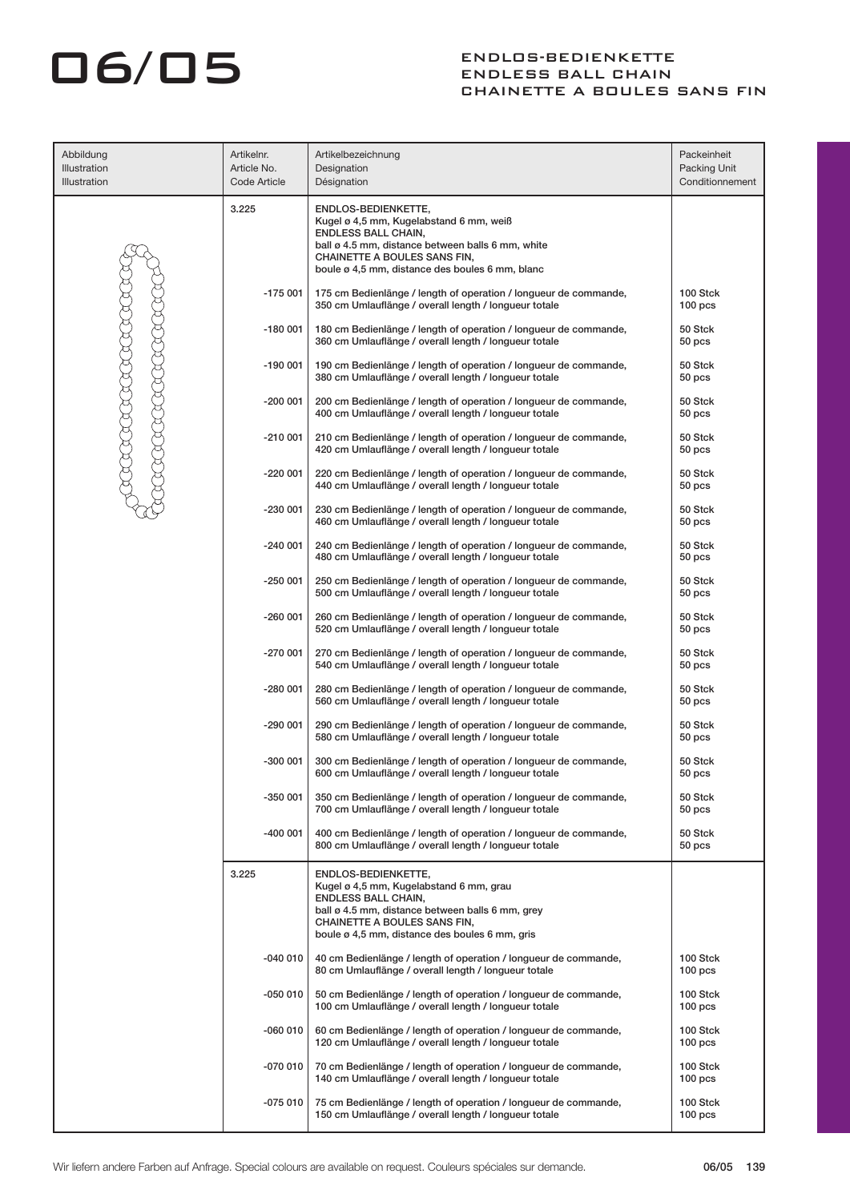# 06/05

## ENDLOS-BEDIENKETTE
## ENDLESS BALL CHAIN
## CHAINETTE A BOULES SANS FIN

| Abbildung<br>Illustration<br>Illustration | Artikelnr.<br>Article No.<br>Code Article | Artikelbezeichnung<br>Designation<br>Désignation | Packeinheit<br>Packing Unit<br>Conditionnement |
|---|---|---|---|
| | 3.225 | **ENDLOS-BEDIENKETTE,**<br>Kugel ø 4,5 mm, Kugelabstand 6 mm, weiß<br>**ENDLESS BALL CHAIN,**<br>ball ø 4.5 mm, distance between balls 6 mm, white<br>**CHAINETTE A BOULES SANS FIN,**<br>boule ø 4,5 mm, distance des boules 6 mm, blanc | |
| | -175 001 | 175 cm Bedienlänge / length of operation / longueur de commande,<br>350 cm Umlauflänge / overall length / longueur totale | 100 Stck<br>100 pcs |
| | -180 001 | 180 cm Bedienlänge / length of operation / longueur de commande,<br>360 cm Umlauflänge / overall length / longueur totale | 50 Stck<br>50 pcs |
| | -190 001 | 190 cm Bedienlänge / length of operation / longueur de commande,<br>380 cm Umlauflänge / overall length / longueur totale | 50 Stck<br>50 pcs |
| | -200 001 | 200 cm Bedienlänge / length of operation / longueur de commande,<br>400 cm Umlauflänge / overall length / longueur totale | 50 Stck<br>50 pcs |
| | -210 001 | 210 cm Bedienlänge / length of operation / longueur de commande,<br>420 cm Umlauflänge / overall length / longueur totale | 50 Stck<br>50 pcs |
| | -220 001 | 220 cm Bedienlänge / length of operation / longueur de commande,<br>440 cm Umlauflänge / overall length / longueur totale | 50 Stck<br>50 pcs |
| | -230 001 | 230 cm Bedienlänge / length of operation / longueur de commande,<br>460 cm Umlauflänge / overall length / longueur totale | 50 Stck<br>50 pcs |
| | -240 001 | 240 cm Bedienlänge / length of operation / longueur de commande,<br>480 cm Umlauflänge / overall length / longueur totale | 50 Stck<br>50 pcs |
| | -250 001 | 250 cm Bedienlänge / length of operation / longueur de commande,<br>500 cm Umlauflänge / overall length / longueur totale | 50 Stck<br>50 pcs |
| | -260 001 | 260 cm Bedienlänge / length of operation / longueur de commande,<br>520 cm Umlauflänge / overall length / longueur totale | 50 Stck<br>50 pcs |
| | -270 001 | 270 cm Bedienlänge / length of operation / longueur de commande,<br>540 cm Umlauflänge / overall length / longueur totale | 50 Stck<br>50 pcs |
| | -280 001 | 280 cm Bedienlänge / length of operation / longueur de commande,<br>560 cm Umlauflänge / overall length / longueur totale | 50 Stck<br>50 pcs |
| | -290 001 | 290 cm Bedienlänge / length of operation / longueur de commande,<br>580 cm Umlauflänge / overall length / longueur totale | 50 Stck<br>50 pcs |
| | -300 001 | 300 cm Bedienlänge / length of operation / longueur de commande,<br>600 cm Umlauflänge / overall length / longueur totale | 50 Stck<br>50 pcs |
| | -350 001 | 350 cm Bedienlänge / length of operation / longueur de commande,<br>700 cm Umlauflänge / overall length / longueur totale | 50 Stck<br>50 pcs |
| | -400 001 | 400 cm Bedienlänge / length of operation / longueur de commande,<br>800 cm Umlauflänge / overall length / longueur totale | 50 Stck<br>50 pcs |
| | 3.225 | **ENDLOS-BEDIENKETTE,**<br>Kugel ø 4,5 mm, Kugelabstand 6 mm, grau<br>**ENDLESS BALL CHAIN,**<br>ball ø 4.5 mm, distance between balls 6 mm, grey<br>**CHAINETTE A BOULES SANS FIN,**<br>boule ø 4,5 mm, distance des boules 6 mm, gris | |
| | -040 010 | 40 cm Bedienlänge / length of operation / longueur de commande,<br>80 cm Umlauflänge / overall length / longueur totale | 100 Stck<br>100 pcs |
| | -050 010 | 50 cm Bedienlänge / length of operation / longueur de commande,<br>100 cm Umlauflänge / overall length / longueur totale | 100 Stck<br>100 pcs |
| | -060 010 | 60 cm Bedienlänge / length of operation / longueur de commande,<br>120 cm Umlauflänge / overall length / longueur totale | 100 Stck<br>100 pcs |
| | -070 010 | 70 cm Bedienlänge / length of operation / longueur de commande,<br>140 cm Umlauflänge / overall length / longueur totale | 100 Stck<br>100 pcs |
| | -075 010 | 75 cm Bedienlänge / length of operation / longueur de commande,<br>150 cm Umlauflänge / overall length / longueur totale | 100 Stck<br>100 pcs |

Wir liefern andere Farben auf Anfrage. Special colours are available on request. Couleurs spéciales sur demande.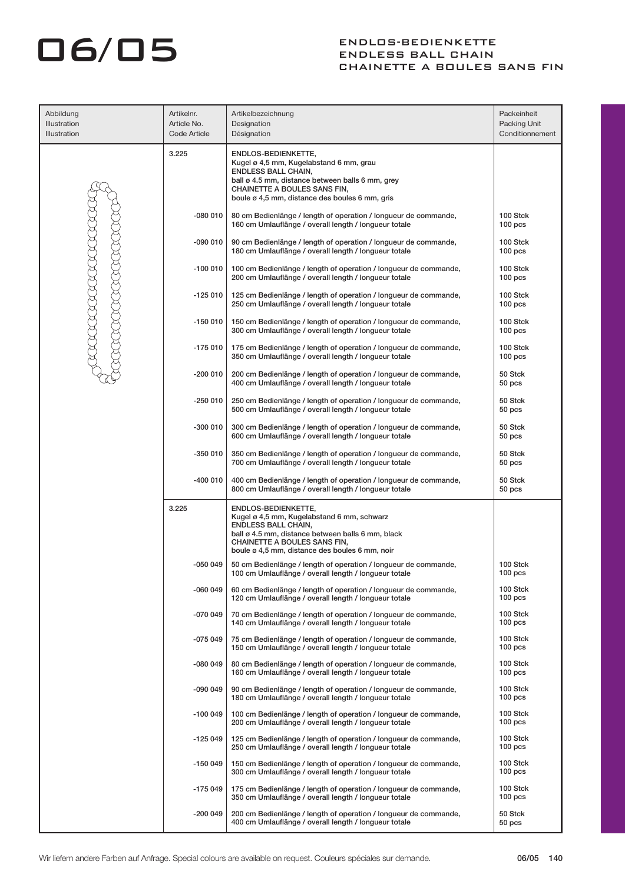# 06/05

## ENDLOS-BEDIENKETTE
## ENDLESS BALL CHAIN
## CHAINETTE A BOULES SANS FIN

| Abbildung<br>Illustration<br>Illustration | Artikelnr.<br>Article No.<br>Code Article | Artikelbezeichnung<br>Designation<br>Désignation | Packeinheit<br>Packing Unit<br>Conditionnement |
|---|---|---|---|
| | 3.225 | **ENDLOS-BEDIENKETTE,**<br>Kugel ø 4,5 mm, Kugelabstand 6 mm, grau<br>**ENDLESS BALL CHAIN,**<br>ball ø 4.5 mm, distance between balls 6 mm, grey<br>**CHAINETTE A BOULES SANS FIN,**<br>boule ø 4,5 mm, distance des boules 6 mm, gris | |
| | -080 010 | 80 cm Bedienlänge / length of operation / longueur de commande,<br>160 cm Umlauflänge / overall length / longueur totale | 100 Stck<br>100 pcs |
| | -090 010 | 90 cm Bedienlänge / length of operation / longueur de commande,<br>180 cm Umlauflänge / overall length / longueur totale | 100 Stck<br>100 pcs |
| | -100 010 | 100 cm Bedienlänge / length of operation / longueur de commande,<br>200 cm Umlauflänge / overall length / longueur totale | 100 Stck<br>100 pcs |
| | -125 010 | 125 cm Bedienlänge / length of operation / longueur de commande,<br>250 cm Umlauflänge / overall length / longueur totale | 100 Stck<br>100 pcs |
| | -150 010 | 150 cm Bedienlänge / length of operation / longueur de commande,<br>300 cm Umlauflänge / overall length / longueur totale | 100 Stck<br>100 pcs |
| | -175 010 | 175 cm Bedienlänge / length of operation / longueur de commande,<br>350 cm Umlauflänge / overall length / longueur totale | 100 Stck<br>100 pcs |
| | -200 010 | 200 cm Bedienlänge / length of operation / longueur de commande,<br>400 cm Umlauflänge / overall length / longueur totale | 50 Stck<br>50 pcs |
| | -250 010 | 250 cm Bedienlänge / length of operation / longueur de commande,<br>500 cm Umlauflänge / overall length / longueur totale | 50 Stck<br>50 pcs |
| | -300 010 | 300 cm Bedienlänge / length of operation / longueur de commande,<br>600 cm Umlauflänge / overall length / longueur totale | 50 Stck<br>50 pcs |
| | -350 010 | 350 cm Bedienlänge / length of operation / longueur de commande,<br>700 cm Umlauflänge / overall length / longueur totale | 50 Stck<br>50 pcs |
| | -400 010 | 400 cm Bedienlänge / length of operation / longueur de commande,<br>800 cm Umlauflänge / overall length / longueur totale | 50 Stck<br>50 pcs |
| | 3.225 | **ENDLOS-BEDIENKETTE,**<br>Kugel ø 4,5 mm, Kugelabstand 6 mm, schwarz<br>**ENDLESS BALL CHAIN,**<br>ball ø 4.5 mm, distance between balls 6 mm, black<br>**CHAINETTE A BOULES SANS FIN,**<br>boule ø 4,5 mm, distance des boules 6 mm, noir | |
| | -050 049 | 50 cm Bedienlänge / length of operation / longueur de commande,<br>100 cm Umlauflänge / overall length / longueur totale | 100 Stck<br>100 pcs |
| | -060 049 | 60 cm Bedienlänge / length of operation / longueur de commande,<br>120 cm Umlauflänge / overall length / longueur totale | 100 Stck<br>100 pcs |
| | -070 049 | 70 cm Bedienlänge / length of operation / longueur de commande,<br>140 cm Umlauflänge / overall length / longueur totale | 100 Stck<br>100 pcs |
| | -075 049 | 75 cm Bedienlänge / length of operation / longueur de commande,<br>150 cm Umlauflänge / overall length / longueur totale | 100 Stck<br>100 pcs |
| | -080 049 | 80 cm Bedienlänge / length of operation / longueur de commande,<br>160 cm Umlauflänge / overall length / longueur totale | 100 Stck<br>100 pcs |
| | -090 049 | 90 cm Bedienlänge / length of operation / longueur de commande,<br>180 cm Umlauflänge / overall length / longueur totale | 100 Stck<br>100 pcs |
| | -100 049 | 100 cm Bedienlänge / length of operation / longueur de commande,<br>200 cm Umlauflänge / overall length / longueur totale | 100 Stck<br>100 pcs |
| | -125 049 | 125 cm Bedienlänge / length of operation / longueur de commande,<br>250 cm Umlauflänge / overall length / longueur totale | 100 Stck<br>100 pcs |
| | -150 049 | 150 cm Bedienlänge / length of operation / longueur de commande,<br>300 cm Umlauflänge / overall length / longueur totale | 100 Stck<br>100 pcs |
| | -175 049 | 175 cm Bedienlänge / length of operation / longueur de commande,<br>350 cm Umlauflänge / overall length / longueur totale | 100 Stck<br>100 pcs |
| | -200 049 | 200 cm Bedienlänge / length of operation / longueur de commande,<br>400 cm Umlauflänge / overall length / longueur totale | 50 Stck<br>50 pcs |

Wir liefern andere Farben auf Anfrage. Special colours are available on request. Couleurs spéciales sur demande.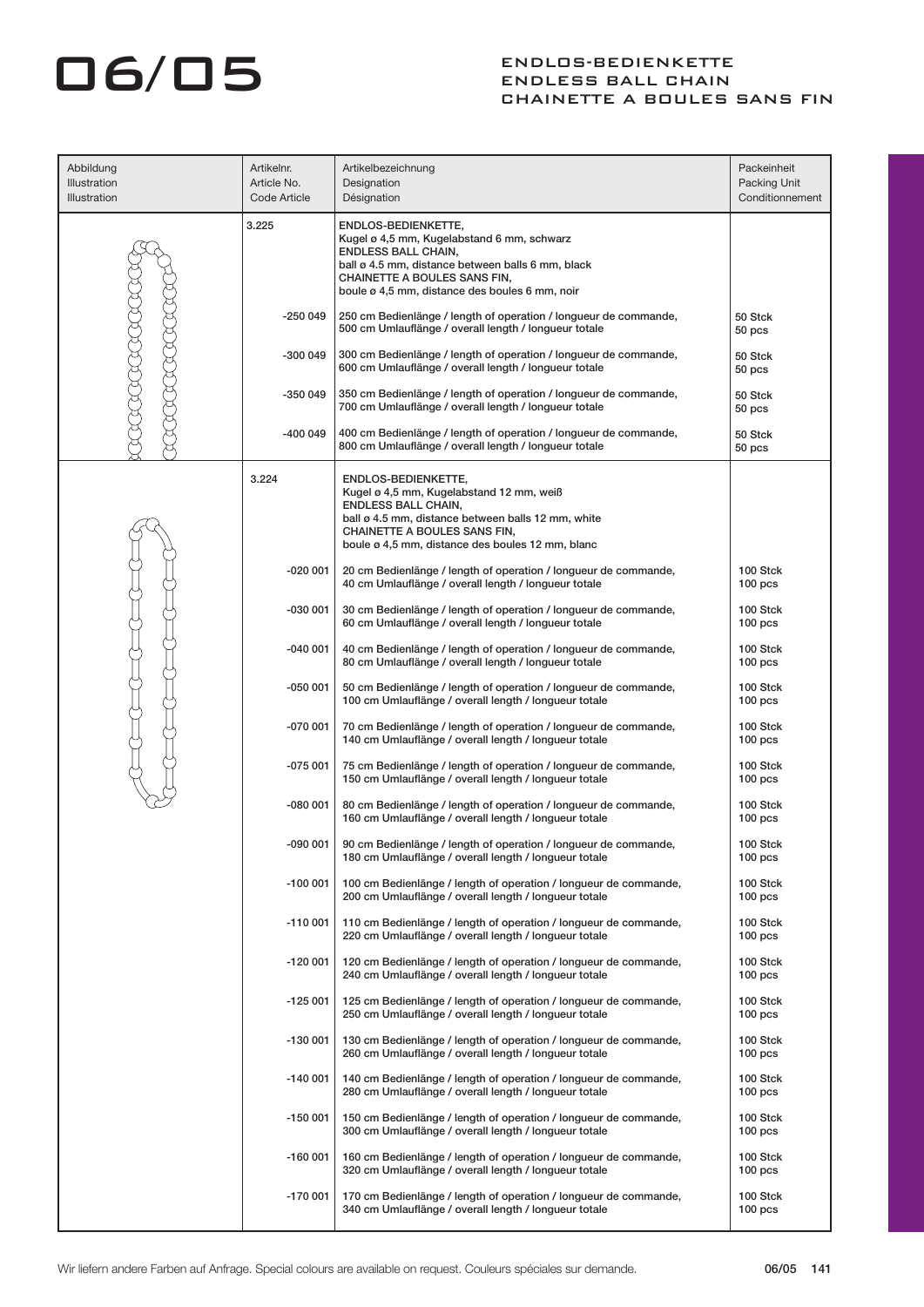# 06/05

## ENDLOS-BEDIENKETTE
## ENDLESS BALL CHAIN
## CHAINETTE A BOULES SANS FIN

| Abbildung<br>Illustration<br>Illustration | Artikelnr.<br>Article No.<br>Code Article | Artikelbezeichnung<br>Designation<br>Désignation | Packeinheit<br>Packing Unit<br>Conditionnement |
|---|---|---|---|
| | 3.225 | **ENDLOS-BEDIENKETTE,**<br>**Kugel ø 4,5 mm, Kugelabstand 6 mm, schwarz**<br>**ENDLESS BALL CHAIN,**<br>**ball ø 4.5 mm, distance between balls 6 mm, black**<br>**CHAINETTE A BOULES SANS FIN,**<br>**boule ø 4,5 mm, distance des boules 6 mm, noir** | |
| | -250 049 | 250 cm Bedienlänge / length of operation / longueur de commande,<br>500 cm Umlauflänge / overall length / longueur totale | 50 Stck<br>50 pcs |
| | -300 049 | 300 cm Bedienlänge / length of operation / longueur de commande,<br>600 cm Umlauflänge / overall length / longueur totale | 50 Stck<br>50 pcs |
| | -350 049 | 350 cm Bedienlänge / length of operation / longueur de commande,<br>700 cm Umlauflänge / overall length / longueur totale | 50 Stck<br>50 pcs |
| | -400 049 | 400 cm Bedienlänge / length of operation / longueur de commande,<br>800 cm Umlauflänge / overall length / longueur totale | 50 Stck<br>50 pcs |
| | 3.224 | **ENDLOS-BEDIENKETTE,**<br>**Kugel ø 4,5 mm, Kugelabstand 12 mm, weiß**<br>**ENDLESS BALL CHAIN,**<br>**ball ø 4.5 mm, distance between balls 12 mm, white**<br>**CHAINETTE A BOULES SANS FIN,**<br>**boule ø 4,5 mm, distance des boules 12 mm, blanc** | |
| | -020 001 | 20 cm Bedienlänge / length of operation / longueur de commande,<br>40 cm Umlauflänge / overall length / longueur totale | 100 Stck<br>100 pcs |
| | -030 001 | 30 cm Bedienlänge / length of operation / longueur de commande,<br>60 cm Umlauflänge / overall length / longueur totale | 100 Stck<br>100 pcs |
| | -040 001 | 40 cm Bedienlänge / length of operation / longueur de commande,<br>80 cm Umlauflänge / overall length / longueur totale | 100 Stck<br>100 pcs |
| | -050 001 | 50 cm Bedienlänge / length of operation / longueur de commande,<br>100 cm Umlauflänge / overall length / longueur totale | 100 Stck<br>100 pcs |
| | -070 001 | 70 cm Bedienlänge / length of operation / longueur de commande,<br>140 cm Umlauflänge / overall length / longueur totale | 100 Stck<br>100 pcs |
| | -075 001 | 75 cm Bedienlänge / length of operation / longueur de commande,<br>150 cm Umlauflänge / overall length / longueur totale | 100 Stck<br>100 pcs |
| | -080 001 | 80 cm Bedienlänge / length of operation / longueur de commande,<br>160 cm Umlauflänge / overall length / longueur totale | 100 Stck<br>100 pcs |
| | -090 001 | 90 cm Bedienlänge / length of operation / longueur de commande,<br>180 cm Umlauflänge / overall length / longueur totale | 100 Stck<br>100 pcs |
| | -100 001 | 100 cm Bedienlänge / length of operation / longueur de commande,<br>200 cm Umlauflänge / overall length / longueur totale | 100 Stck<br>100 pcs |
| | -110 001 | 110 cm Bedienlänge / length of operation / longueur de commande,<br>220 cm Umlauflänge / overall length / longueur totale | 100 Stck<br>100 pcs |
| | -120 001 | 120 cm Bedienlänge / length of operation / longueur de commande,<br>240 cm Umlauflänge / overall length / longueur totale | 100 Stck<br>100 pcs |
| | -125 001 | 125 cm Bedienlänge / length of operation / longueur de commande,<br>250 cm Umlauflänge / overall length / longueur totale | 100 Stck<br>100 pcs |
| | -130 001 | 130 cm Bedienlänge / length of operation / longueur de commande,<br>260 cm Umlauflänge / overall length / longueur totale | 100 Stck<br>100 pcs |
| | -140 001 | 140 cm Bedienlänge / length of operation / longueur de commande,<br>280 cm Umlauflänge / overall length / longueur totale | 100 Stck<br>100 pcs |
| | -150 001 | 150 cm Bedienlänge / length of operation / longueur de commande,<br>300 cm Umlauflänge / overall length / longueur totale | 100 Stck<br>100 pcs |
| | -160 001 | 160 cm Bedienlänge / length of operation / longueur de commande,<br>320 cm Umlauflänge / overall length / longueur totale | 100 Stck<br>100 pcs |
| | -170 001 | 170 cm Bedienlänge / length of operation / longueur de commande,<br>340 cm Umlauflänge / overall length / longueur totale | 100 Stck<br>100 pcs |

Wir liefern andere Farben auf Anfrage. Special colours are available on request. Couleurs spéciales sur demande.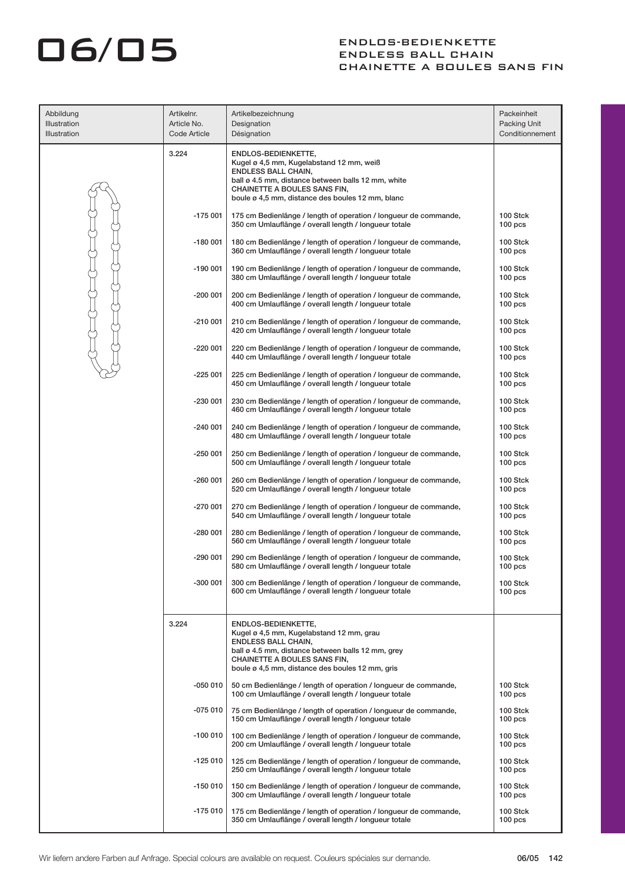# 06/05

## ENDLOS-BEDIENKETTE
## ENDLESS BALL CHAIN
## CHAINETTE A BOULES SANS FIN

| Abbildung<br>Illustration<br>Illustration | Artikelnr.<br>Article No.<br>Code Article | Artikelbezeichnung<br>Designation<br>Désignation | Packeinheit<br>Packing Unit<br>Conditionnement |
|---|---|---|---|
| | 3.224 | **ENDLOS-BEDIENKETTE,**<br>Kugel ø 4,5 mm, Kugelabstand 12 mm, weiß<br>**ENDLESS BALL CHAIN,**<br>ball ø 4.5 mm, distance between balls 12 mm, white<br>**CHAINETTE A BOULES SANS FIN,**<br>boule ø 4,5 mm, distance des boules 12 mm, blanc | |
| | -175 001 | 175 cm Bedienlänge / length of operation / longueur de commande,<br>350 cm Umlauflänge / overall length / longueur totale | 100 Stck<br>100 pcs |
| | -180 001 | 180 cm Bedienlänge / length of operation / longueur de commande,<br>360 cm Umlauflänge / overall length / longueur totale | 100 Stck<br>100 pcs |
| | -190 001 | 190 cm Bedienlänge / length of operation / longueur de commande,<br>380 cm Umlauflänge / overall length / longueur totale | 100 Stck<br>100 pcs |
| | -200 001 | 200 cm Bedienlänge / length of operation / longueur de commande,<br>400 cm Umlauflänge / overall length / longueur totale | 100 Stck<br>100 pcs |
| | -210 001 | 210 cm Bedienlänge / length of operation / longueur de commande,<br>420 cm Umlauflänge / overall length / longueur totale | 100 Stck<br>100 pcs |
| | -220 001 | 220 cm Bedienlänge / length of operation / longueur de commande,<br>440 cm Umlauflänge / overall length / longueur totale | 100 Stck<br>100 pcs |
| | -225 001 | 225 cm Bedienlänge / length of operation / longueur de commande,<br>450 cm Umlauflänge / overall length / longueur totale | 100 Stck<br>100 pcs |
| | -230 001 | 230 cm Bedienlänge / length of operation / longueur de commande,<br>460 cm Umlauflänge / overall length / longueur totale | 100 Stck<br>100 pcs |
| | -240 001 | 240 cm Bedienlänge / length of operation / longueur de commande,<br>480 cm Umlauflänge / overall length / longueur totale | 100 Stck<br>100 pcs |
| | -250 001 | 250 cm Bedienlänge / length of operation / longueur de commande,<br>500 cm Umlauflänge / overall length / longueur totale | 100 Stck<br>100 pcs |
| | -260 001 | 260 cm Bedienlänge / length of operation / longueur de commande,<br>520 cm Umlauflänge / overall length / longueur totale | 100 Stck<br>100 pcs |
| | -270 001 | 270 cm Bedienlänge / length of operation / longueur de commande,<br>540 cm Umlauflänge / overall length / longueur totale | 100 Stck<br>100 pcs |
| | -280 001 | 280 cm Bedienlänge / length of operation / longueur de commande,<br>560 cm Umlauflänge / overall length / longueur totale | 100 Stck<br>100 pcs |
| | -290 001 | 290 cm Bedienlänge / length of operation / longueur de commande,<br>580 cm Umlauflänge / overall length / longueur totale | 100 Stck<br>100 pcs |
| | -300 001 | 300 cm Bedienlänge / length of operation / longueur de commande,<br>600 cm Umlauflänge / overall length / longueur totale | 100 Stck<br>100 pcs |
| | 3.224 | **ENDLOS-BEDIENKETTE,**<br>Kugel ø 4,5 mm, Kugelabstand 12 mm, grau<br>**ENDLESS BALL CHAIN,**<br>ball ø 4.5 mm, distance between balls 12 mm, grey<br>**CHAINETTE A BOULES SANS FIN,**<br>boule ø 4,5 mm, distance des boules 12 mm, gris | |
| | -050 010 | 50 cm Bedienlänge / length of operation / longueur de commande,<br>100 cm Umlauflänge / overall length / longueur totale | 100 Stck<br>100 pcs |
| | -075 010 | 75 cm Bedienlänge / length of operation / longueur de commande,<br>150 cm Umlauflänge / overall length / longueur totale | 100 Stck<br>100 pcs |
| | -100 010 | 100 cm Bedienlänge / length of operation / longueur de commande,<br>200 cm Umlauflänge / overall length / longueur totale | 100 Stck<br>100 pcs |
| | -125 010 | 125 cm Bedienlänge / length of operation / longueur de commande,<br>250 cm Umlauflänge / overall length / longueur totale | 100 Stck<br>100 pcs |
| | -150 010 | 150 cm Bedienlänge / length of operation / longueur de commande,<br>300 cm Umlauflänge / overall length / longueur totale | 100 Stck<br>100 pcs |
| | -175 010 | 175 cm Bedienlänge / length of operation / longueur de commande,<br>350 cm Umlauflänge / overall length / longueur totale | 100 Stck<br>100 pcs |

Wir liefern andere Farben auf Anfrage. Special colours are available on request. Couleurs spéciales sur demande.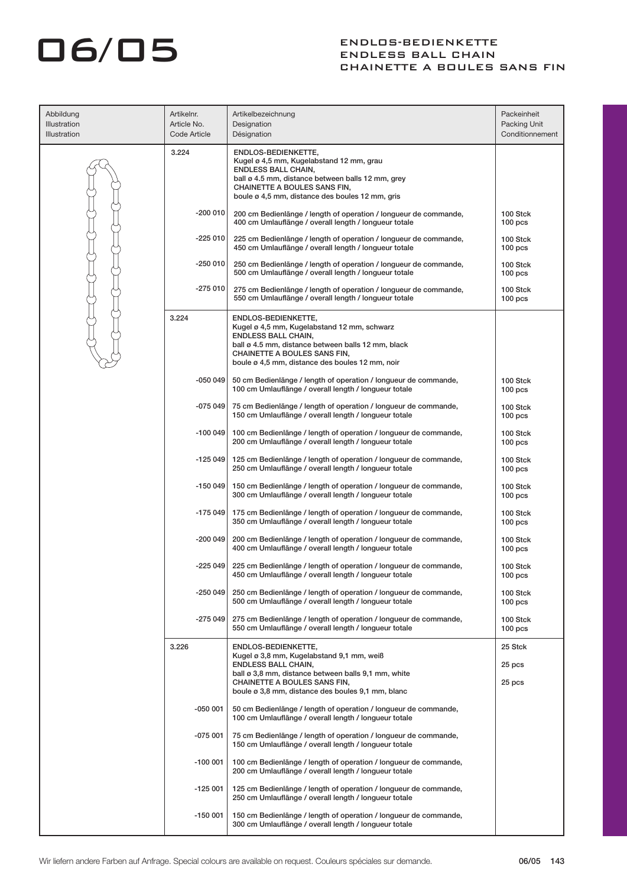# 06/05

## ENDLOS-BEDIENKETTE
## ENDLESS BALL CHAIN
## CHAINETTE A BOULES SANS FIN

| Abbildung<br>Illustration<br>Illustration | Artikelnr.<br>Article No.<br>Code Article | Artikelbezeichnung<br>Designation<br>Désignation | Packeinheit<br>Packing Unit<br>Conditionnement |
|---|---|---|---|
| | 3.224 | **ENDLOS-BEDIENKETTE,**<br>Kugel ø 4,5 mm, Kugelabstand 12 mm, grau<br>**ENDLESS BALL CHAIN,**<br>ball ø 4.5 mm, distance between balls 12 mm, grey<br>**CHAINETTE A BOULES SANS FIN,**<br>boule ø 4,5 mm, distance des boules 12 mm, gris | |
| | -200 010 | 200 cm Bedienlänge / length of operation / longueur de commande,<br>400 cm Umlauflänge / overall length / longueur totale | 100 Stck<br>100 pcs |
| | -225 010 | 225 cm Bedienlänge / length of operation / longueur de commande,<br>450 cm Umlauflänge / overall length / longueur totale | 100 Stck<br>100 pcs |
| | -250 010 | 250 cm Bedienlänge / length of operation / longueur de commande,<br>500 cm Umlauflänge / overall length / longueur totale | 100 Stck<br>100 pcs |
| | -275 010 | 275 cm Bedienlänge / length of operation / longueur de commande,<br>550 cm Umlauflänge / overall length / longueur totale | 100 Stck<br>100 pcs |
| | 3.224 | **ENDLOS-BEDIENKETTE,**<br>Kugel ø 4,5 mm, Kugelabstand 12 mm, schwarz<br>**ENDLESS BALL CHAIN,**<br>ball ø 4.5 mm, distance between balls 12 mm, black<br>**CHAINETTE A BOULES SANS FIN,**<br>boule ø 4,5 mm, distance des boules 12 mm, noir | |
| | -050 049 | 50 cm Bedienlänge / length of operation / longueur de commande,<br>100 cm Umlauflänge / overall length / longueur totale | 100 Stck<br>100 pcs |
| | -075 049 | 75 cm Bedienlänge / length of operation / longueur de commande,<br>150 cm Umlauflänge / overall length / longueur totale | 100 Stck<br>100 pcs |
| | -100 049 | 100 cm Bedienlänge / length of operation / longueur de commande,<br>200 cm Umlauflänge / overall length / longueur totale | 100 Stck<br>100 pcs |
| | -125 049 | 125 cm Bedienlänge / length of operation / longueur de commande,<br>250 cm Umlauflänge / overall length / longueur totale | 100 Stck<br>100 pcs |
| | -150 049 | 150 cm Bedienlänge / length of operation / longueur de commande,<br>300 cm Umlauflänge / overall length / longueur totale | 100 Stck<br>100 pcs |
| | -175 049 | 175 cm Bedienlänge / length of operation / longueur de commande,<br>350 cm Umlauflänge / overall length / longueur totale | 100 Stck<br>100 pcs |
| | -200 049 | 200 cm Bedienlänge / length of operation / longueur de commande,<br>400 cm Umlauflänge / overall length / longueur totale | 100 Stck<br>100 pcs |
| | -225 049 | 225 cm Bedienlänge / length of operation / longueur de commande,<br>450 cm Umlauflänge / overall length / longueur totale | 100 Stck<br>100 pcs |
| | -250 049 | 250 cm Bedienlänge / length of operation / longueur de commande,<br>500 cm Umlauflänge / overall length / longueur totale | 100 Stck<br>100 pcs |
| | -275 049 | 275 cm Bedienlänge / length of operation / longueur de commande,<br>550 cm Umlauflänge / overall length / longueur totale | 100 Stck<br>100 pcs |
| | 3.226 | **ENDLOS-BEDIENKETTE,**<br>Kugel ø 3,8 mm, Kugelabstand 9,1 mm, weiß<br>**ENDLESS BALL CHAIN,**<br>ball ø 3,8 mm, distance between balls 9,1 mm, white<br>**CHAINETTE A BOULES SANS FIN,**<br>boule ø 3,8 mm, distance des boules 9,1 mm, blanc | 25 Stck<br>25 pcs<br>25 pcs |
| | -050 001 | 50 cm Bedienlänge / length of operation / longueur de commande,<br>100 cm Umlauflänge / overall length / longueur totale | |
| | -075 001 | 75 cm Bedienlänge / length of operation / longueur de commande,<br>150 cm Umlauflänge / overall length / longueur totale | |
| | -100 001 | 100 cm Bedienlänge / length of operation / longueur de commande,<br>200 cm Umlauflänge / overall length / longueur totale | |
| | -125 001 | 125 cm Bedienlänge / length of operation / longueur de commande,<br>250 cm Umlauflänge / overall length / longueur totale | |
| | -150 001 | 150 cm Bedienlänge / length of operation / longueur de commande,<br>300 cm Umlauflänge / overall length / longueur totale | |

Wir liefern andere Farben auf Anfrage. Special colours are available on request. Couleurs spéciales sur demande.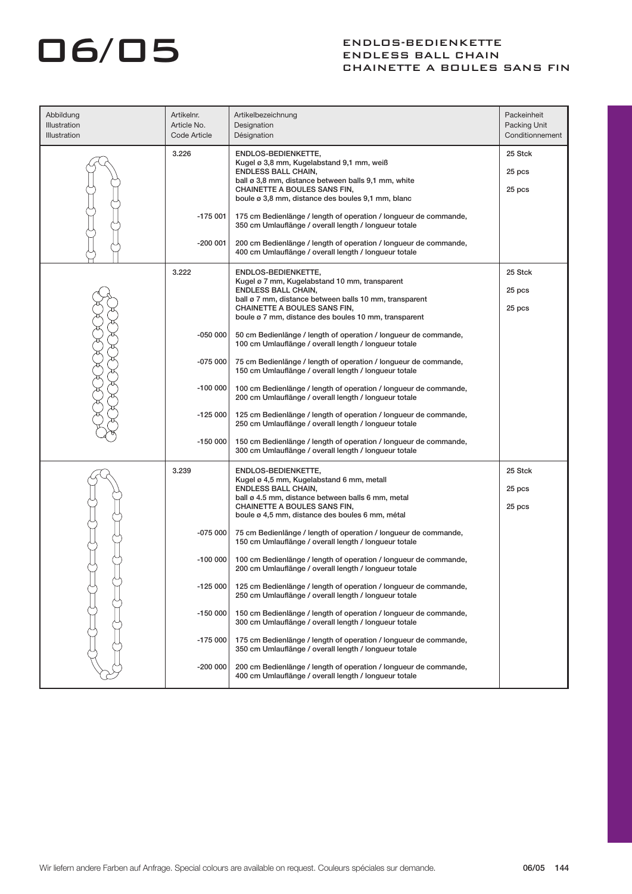# 06/05

## ENDLOS-BEDIENKETTE
## ENDLESS BALL CHAIN
## CHAINETTE A BOULES SANS FIN

| Abbildung<br>Illustration<br>Illustration | Artikelnr.<br>Article No.<br>Code Article | Artikelbezeichnung<br>Designation<br>Désignation | Packeinheit<br>Packing Unit<br>Conditionnement |
|---|---|---|---|
| | 3.226 | ENDLOS-BEDIENKETTE,<br>Kugel ø 3,8 mm, Kugelabstand 9,1 mm, weiß<br>ENDLESS BALL CHAIN,<br>ball ø 3,8 mm, distance between balls 9,1 mm, white<br>CHAINETTE A BOULES SANS FIN,<br>boule ø 3,8 mm, distance des boules 9,1 mm, blanc | 25 Stck<br>25 pcs<br>25 pcs |
| | -175 001 | 175 cm Bedienlänge / length of operation / longueur de commande,<br>350 cm Umlauflänge / overall length / longueur totale | |
| | -200 001 | 200 cm Bedienlänge / length of operation / longueur de commande,<br>400 cm Umlauflänge / overall length / longueur totale | |
| | 3.222 | ENDLOS-BEDIENKETTE,<br>Kugel ø 7 mm, Kugelabstand 10 mm, transparent<br>ENDLESS BALL CHAIN,<br>ball ø 7 mm, distance between balls 10 mm, transparent<br>CHAINETTE A BOULES SANS FIN,<br>boule ø 7 mm, distance des boules 10 mm, transparent | 25 Stck<br>25 pcs<br>25 pcs |
| | -050 000 | 50 cm Bedienlänge / length of operation / longueur de commande,<br>100 cm Umlauflänge / overall length / longueur totale | |
| | -075 000 | 75 cm Bedienlänge / length of operation / longueur de commande,<br>150 cm Umlauflänge / overall length / longueur totale | |
| | -100 000 | 100 cm Bedienlänge / length of operation / longueur de commande,<br>200 cm Umlauflänge / overall length / longueur totale | |
| | -125 000 | 125 cm Bedienlänge / length of operation / longueur de commande,<br>250 cm Umlauflänge / overall length / longueur totale | |
| | -150 000 | 150 cm Bedienlänge / length of operation / longueur de commande,<br>300 cm Umlauflänge / overall length / longueur totale | |
| | 3.239 | ENDLOS-BEDIENKETTE,<br>Kugel ø 4,5 mm, Kugelabstand 6 mm, metall<br>ENDLESS BALL CHAIN,<br>ball ø 4.5 mm, distance between balls 6 mm, metal<br>CHAINETTE A BOULES SANS FIN,<br>boule ø 4,5 mm, distance des boules 6 mm, métal | 25 Stck<br>25 pcs<br>25 pcs |
| | -075 000 | 75 cm Bedienlänge / length of operation / longueur de commande,<br>150 cm Umlauflänge / overall length / longueur totale | |
| | -100 000 | 100 cm Bedienlänge / length of operation / longueur de commande,<br>200 cm Umlauflänge / overall length / longueur totale | |
| | -125 000 | 125 cm Bedienlänge / length of operation / longueur de commande,<br>250 cm Umlauflänge / overall length / longueur totale | |
| | -150 000 | 150 cm Bedienlänge / length of operation / longueur de commande,<br>300 cm Umlauflänge / overall length / longueur totale | |
| | -175 000 | 175 cm Bedienlänge / length of operation / longueur de commande,<br>350 cm Umlauflänge / overall length / longueur totale | |
| | -200 000 | 200 cm Bedienlänge / length of operation / longueur de commande,<br>400 cm Umlauflänge / overall length / longueur totale | |

Wir liefern andere Farben auf Anfrage. Special colours are available on request. Couleurs spéciales sur demande.